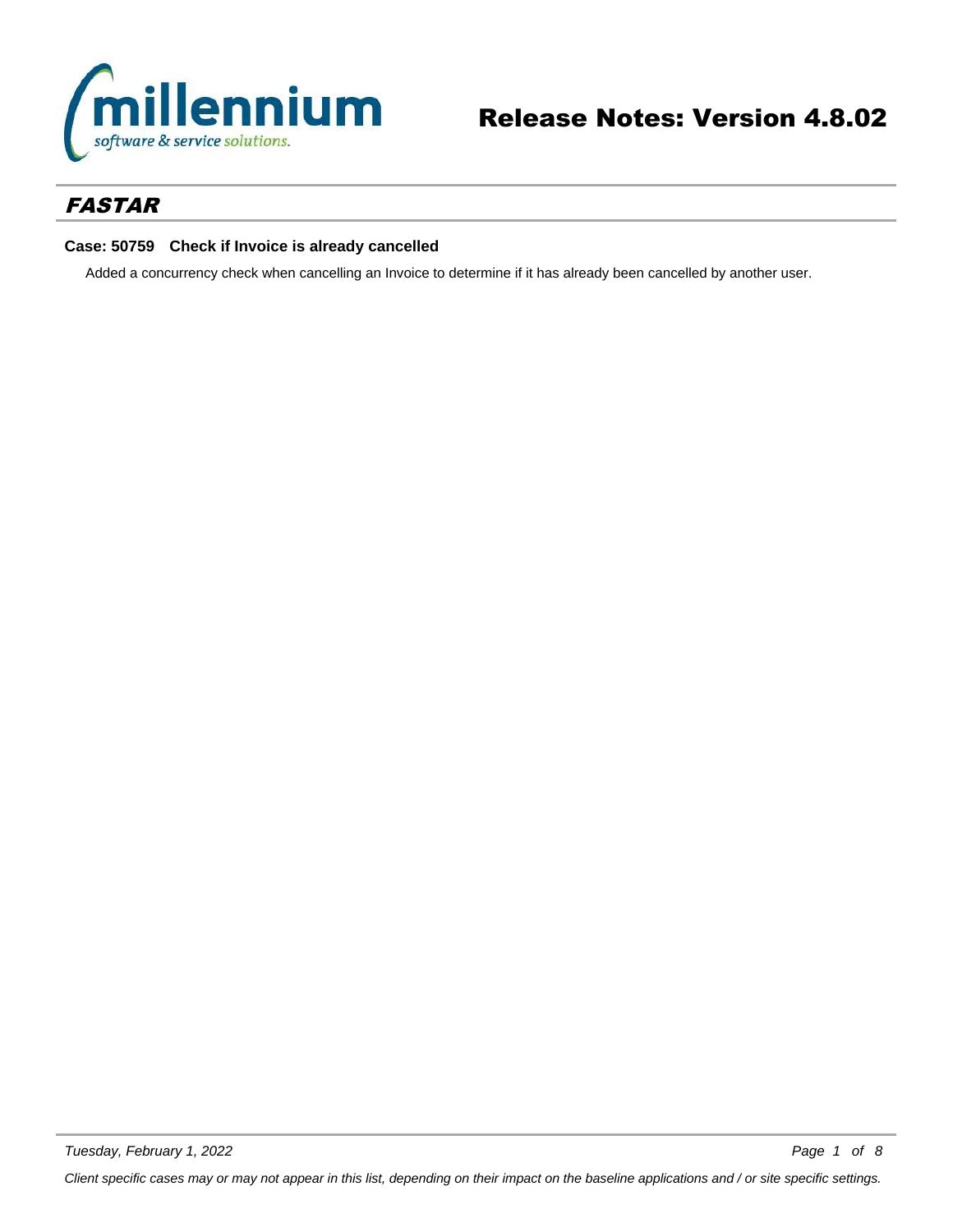# Release Notes: Version 4.8.02

## *FASTAR*

**Case: 50759 Check if Invoice is already cancelled**

Added a concurrency check when cancelling an Invoice to determine if it has already been cancelled by another user.

*Client specific cases may or may not appear in this list, depending on their impact on the baseline applications and / or site specific settings.*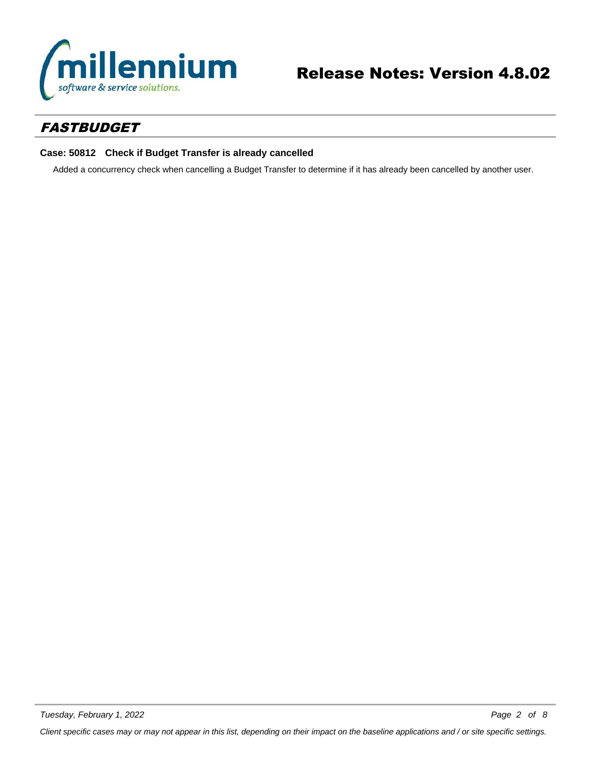## FASTBUDGET

**Case: 50812 Check if Budget Transfer is already cancelled**

Added a concurrency check when cancelling a Budget Transfer to determine if it has already been cancelled by another user.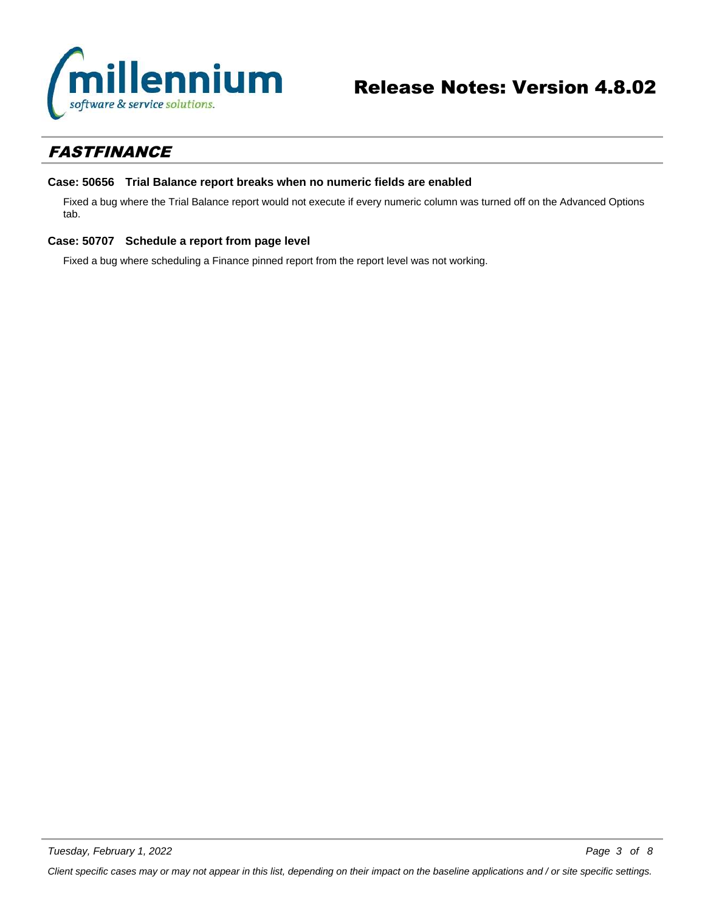## *FASTFINANCE*

### Case: 50656 Trial Balance report breaks when no numeric fields are enabled

Fixed a bug where the Trial Balance report would not execute if every numeric column was turned off on the Advanced Options tab.

### Case: 50707 Schedule a report from page level

Fixed a bug where scheduling a Finance pinned report from the report level was not working.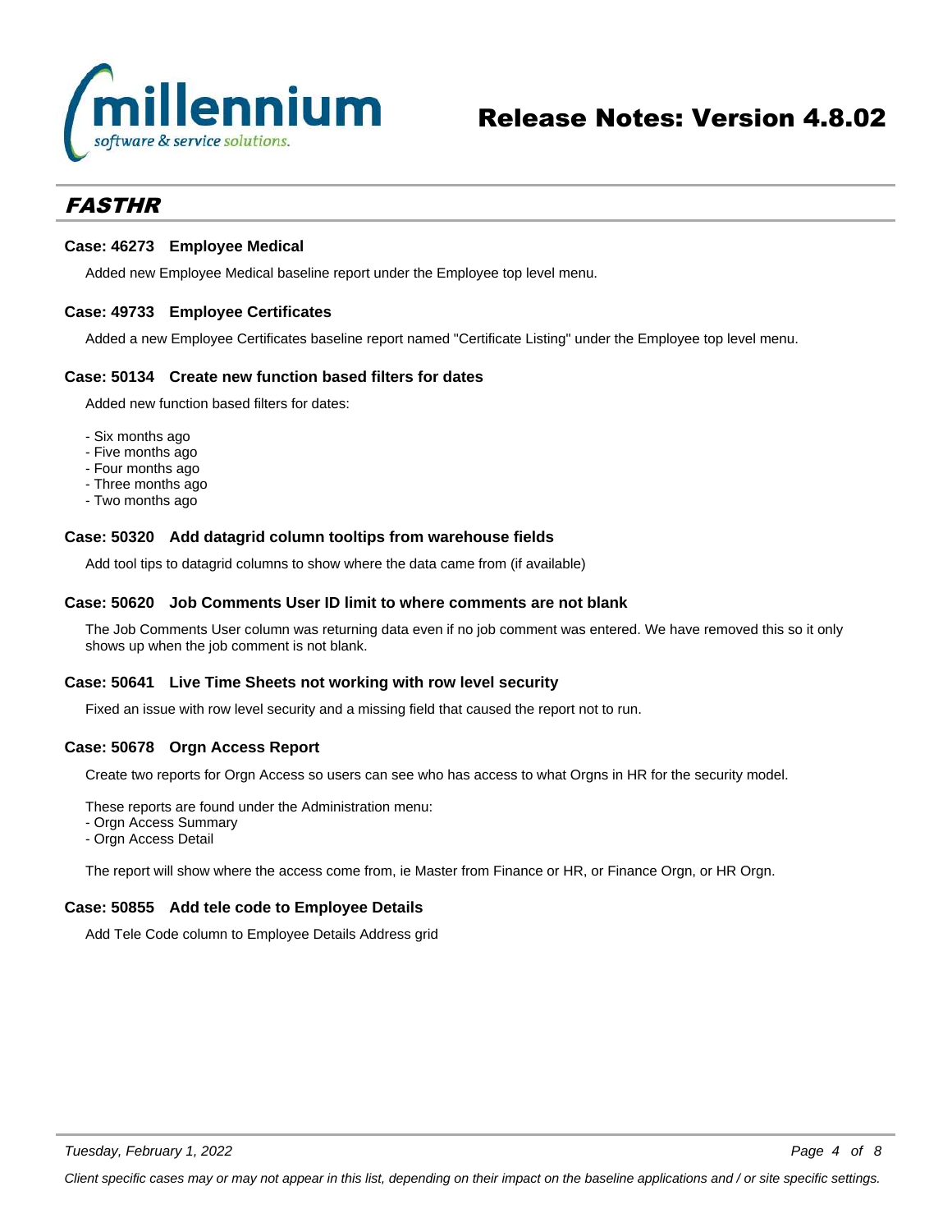# FASTHR

### Case: 46273 Employee Medical

Added new Employee Medical baseline report under the Employee top level menu.

### Case: 49733 Employee Certificates

Added a new Employee Certificates baseline report named "Certificate Listing" under the Employee top level menu.

### Case: 50134 Create new function based filters for dates

Added new function based filters for dates:

- Six months ago
- Five months ago
- Four months ago
- Three months ago
- Two months ago

### Case: 50320 Add datagrid column tooltips from warehouse fields

Add tool tips to datagrid columns to show where the data came from (if available)

### Case: 50620 Job Comments User ID limit to where comments are not blank

The Job Comments User column was returning data even if no job comment was entered. We have removed this so it only shows up when the job comment is not blank.

### Case: 50641 Live Time Sheets not working with row level security

Fixed an issue with row level security and a missing field that caused the report not to run.

### Case: 50678 Orgn Access Report

Create two reports for Orgn Access so users can see who has access to what Orgns in HR for the security model.

These reports are found under the Administration menu:
- Orgn Access Summary
- Orgn Access Detail

The report will show where the access come from, ie Master from Finance or HR, or Finance Orgn, or HR Orgn.

### Case: 50855 Add tele code to Employee Details

Add Tele Code column to Employee Details Address grid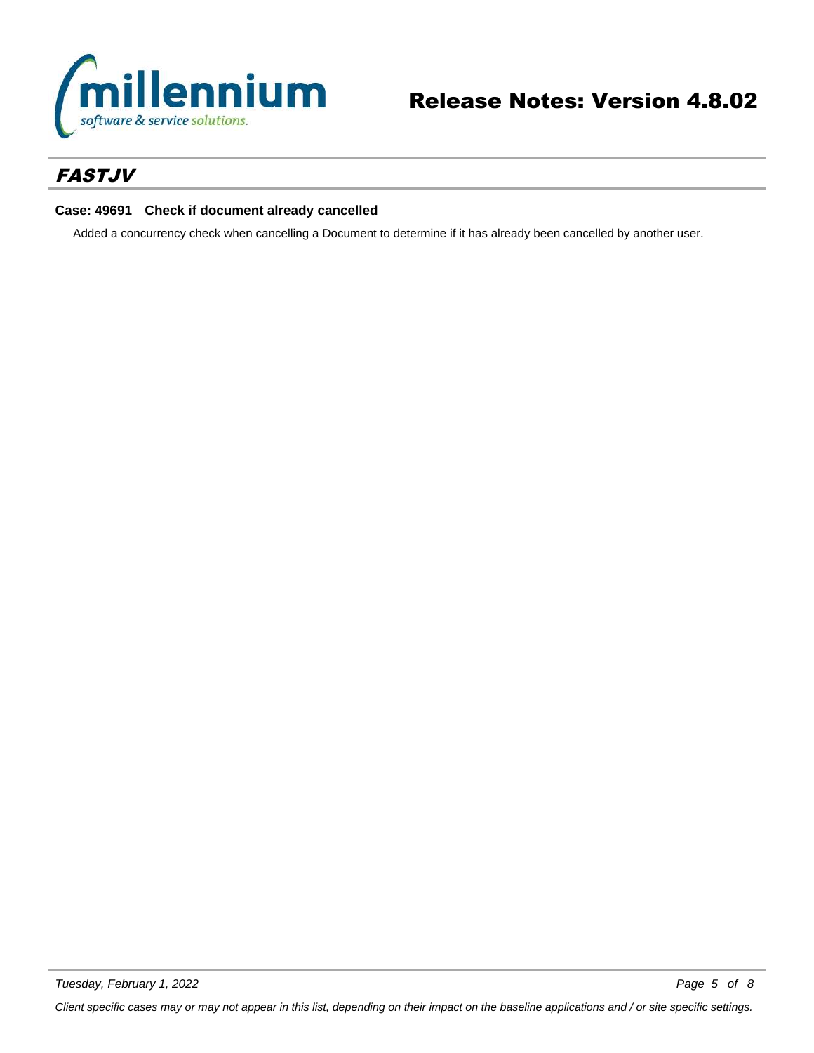## *FASTJV*

**Case: 49691 Check if document already cancelled**

Added a concurrency check when cancelling a Document to determine if it has already been cancelled by another user.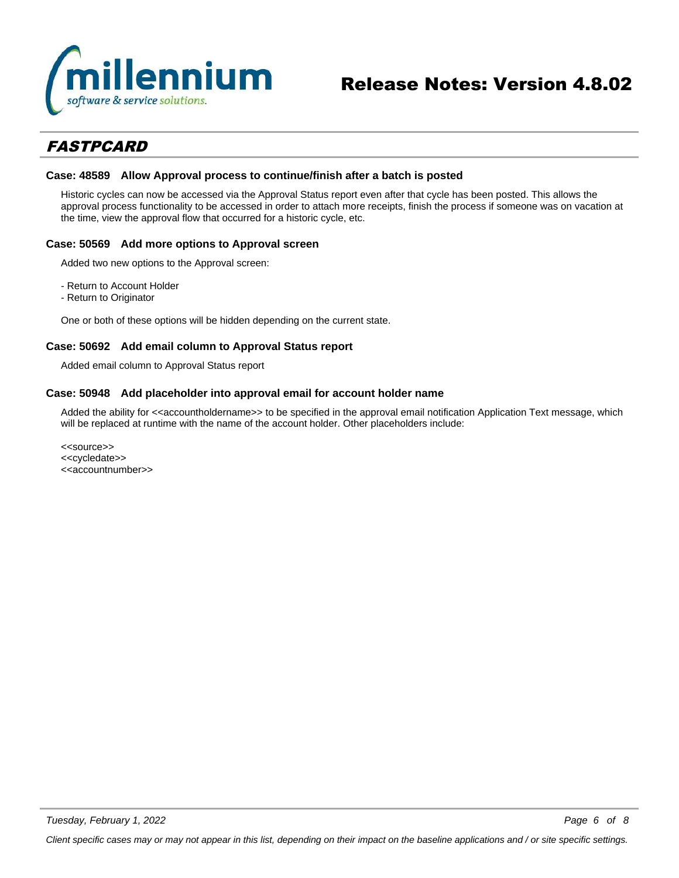## FASTPCARD

### Case: 48589 Allow Approval process to continue/finish after a batch is posted

Historic cycles can now be accessed via the Approval Status report even after that cycle has been posted. This allows the approval process functionality to be accessed in order to attach more receipts, finish the process if someone was on vacation at the time, view the approval flow that occurred for a historic cycle, etc.

### Case: 50569 Add more options to Approval screen

Added two new options to the Approval screen:

- Return to Account Holder
- Return to Originator

One or both of these options will be hidden depending on the current state.

### Case: 50692 Add email column to Approval Status report

Added email column to Approval Status report

### Case: 50948 Add placeholder into approval email for account holder name

Added the ability for <<accountholdername>> to be specified in the approval email notification Application Text message, which will be replaced at runtime with the name of the account holder. Other placeholders include:

<<source>>
<<cycledate>>
<<accountnumber>>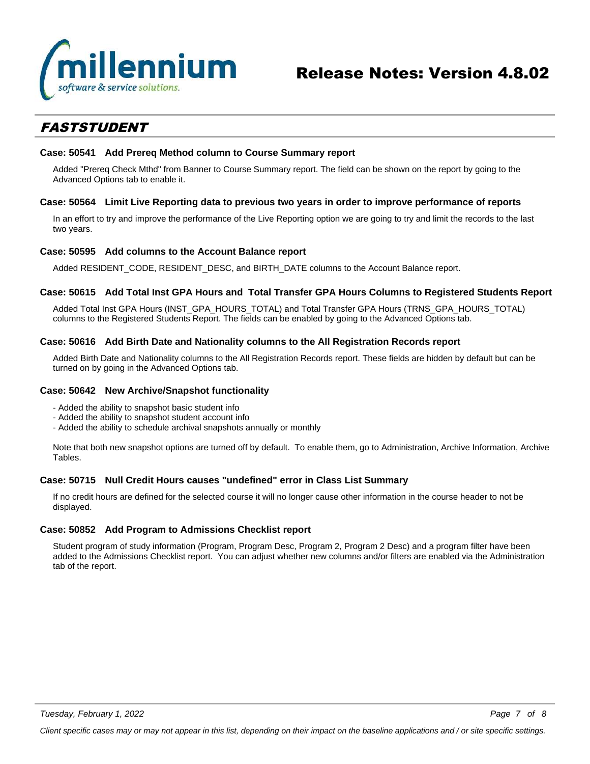## FASTSTUDENT

### Case: 50541 Add Prereq Method column to Course Summary report

Added "Prereq Check Mthd" from Banner to Course Summary report. The field can be shown on the report by going to the Advanced Options tab to enable it.

### Case: 50564 Limit Live Reporting data to previous two years in order to improve performance of reports

In an effort to try and improve the performance of the Live Reporting option we are going to try and limit the records to the last two years.

### Case: 50595 Add columns to the Account Balance report

Added RESIDENT_CODE, RESIDENT_DESC, and BIRTH_DATE columns to the Account Balance report.

### Case: 50615 Add Total Inst GPA Hours and Total Transfer GPA Hours Columns to Registered Students Report

Added Total Inst GPA Hours (INST_GPA_HOURS_TOTAL) and Total Transfer GPA Hours (TRNS_GPA_HOURS_TOTAL) columns to the Registered Students Report. The fields can be enabled by going to the Advanced Options tab.

### Case: 50616 Add Birth Date and Nationality columns to the All Registration Records report

Added Birth Date and Nationality columns to the All Registration Records report. These fields are hidden by default but can be turned on by going in the Advanced Options tab.

### Case: 50642 New Archive/Snapshot functionality

- Added the ability to snapshot basic student info
- Added the ability to snapshot student account info
- Added the ability to schedule archival snapshots annually or monthly

Note that both new snapshot options are turned off by default. To enable them, go to Administration, Archive Information, Archive Tables.

### Case: 50715 Null Credit Hours causes "undefined" error in Class List Summary

If no credit hours are defined for the selected course it will no longer cause other information in the course header to not be displayed.

### Case: 50852 Add Program to Admissions Checklist report

Student program of study information (Program, Program Desc, Program 2, Program 2 Desc) and a program filter have been added to the Admissions Checklist report. You can adjust whether new columns and/or filters are enabled via the Administration tab of the report.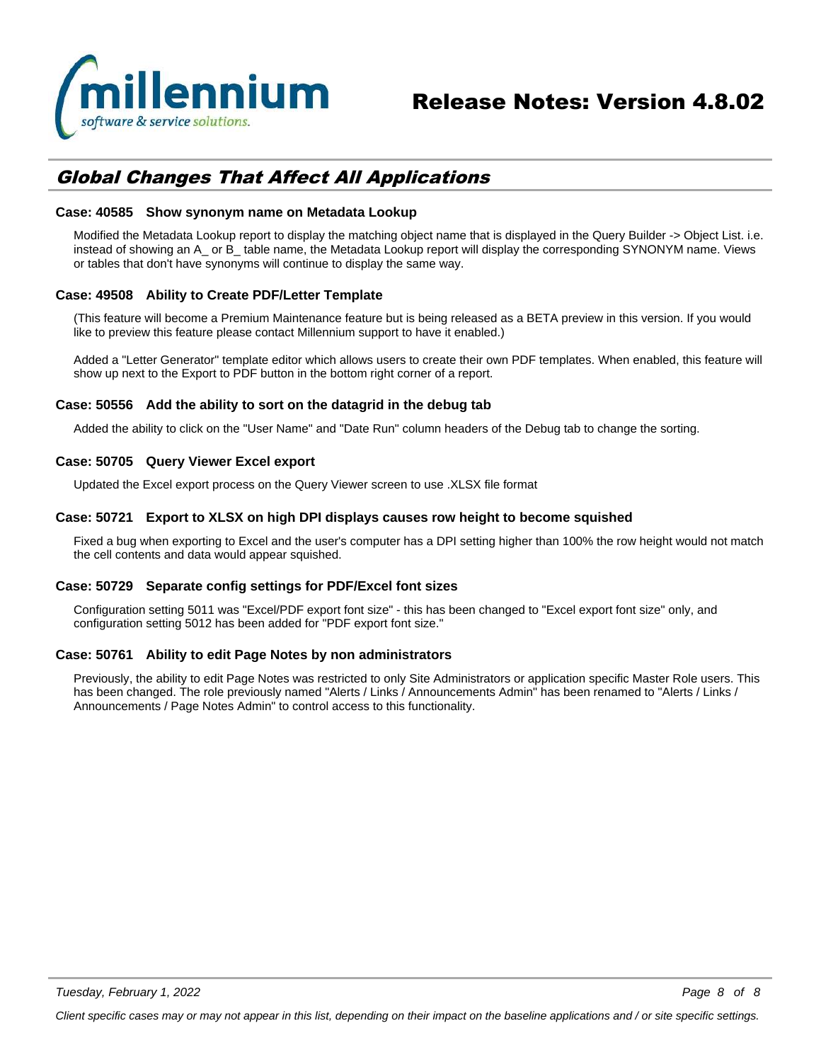## Global Changes That Affect All Applications

### Case: 40585 Show synonym name on Metadata Lookup

Modified the Metadata Lookup report to display the matching object name that is displayed in the Query Builder -> Object List. i.e. instead of showing an A_ or B_ table name, the Metadata Lookup report will display the corresponding SYNONYM name. Views or tables that don't have synonyms will continue to display the same way.

### Case: 49508 Ability to Create PDF/Letter Template

(This feature will become a Premium Maintenance feature but is being released as a BETA preview in this version. If you would like to preview this feature please contact Millennium support to have it enabled.)

Added a "Letter Generator" template editor which allows users to create their own PDF templates. When enabled, this feature will show up next to the Export to PDF button in the bottom right corner of a report.

### Case: 50556 Add the ability to sort on the datagrid in the debug tab

Added the ability to click on the "User Name" and "Date Run" column headers of the Debug tab to change the sorting.

### Case: 50705 Query Viewer Excel export

Updated the Excel export process on the Query Viewer screen to use .XLSX file format

### Case: 50721 Export to XLSX on high DPI displays causes row height to become squished

Fixed a bug when exporting to Excel and the user's computer has a DPI setting higher than 100% the row height would not match the cell contents and data would appear squished.

### Case: 50729 Separate config settings for PDF/Excel font sizes

Configuration setting 5011 was "Excel/PDF export font size" - this has been changed to "Excel export font size" only, and configuration setting 5012 has been added for "PDF export font size."

### Case: 50761 Ability to edit Page Notes by non administrators

Previously, the ability to edit Page Notes was restricted to only Site Administrators or application specific Master Role users. This has been changed. The role previously named "Alerts / Links / Announcements Admin" has been renamed to "Alerts / Links / Announcements / Page Notes Admin" to control access to this functionality.

*Client specific cases may or may not appear in this list, depending on their impact on the baseline applications and / or site specific settings.*